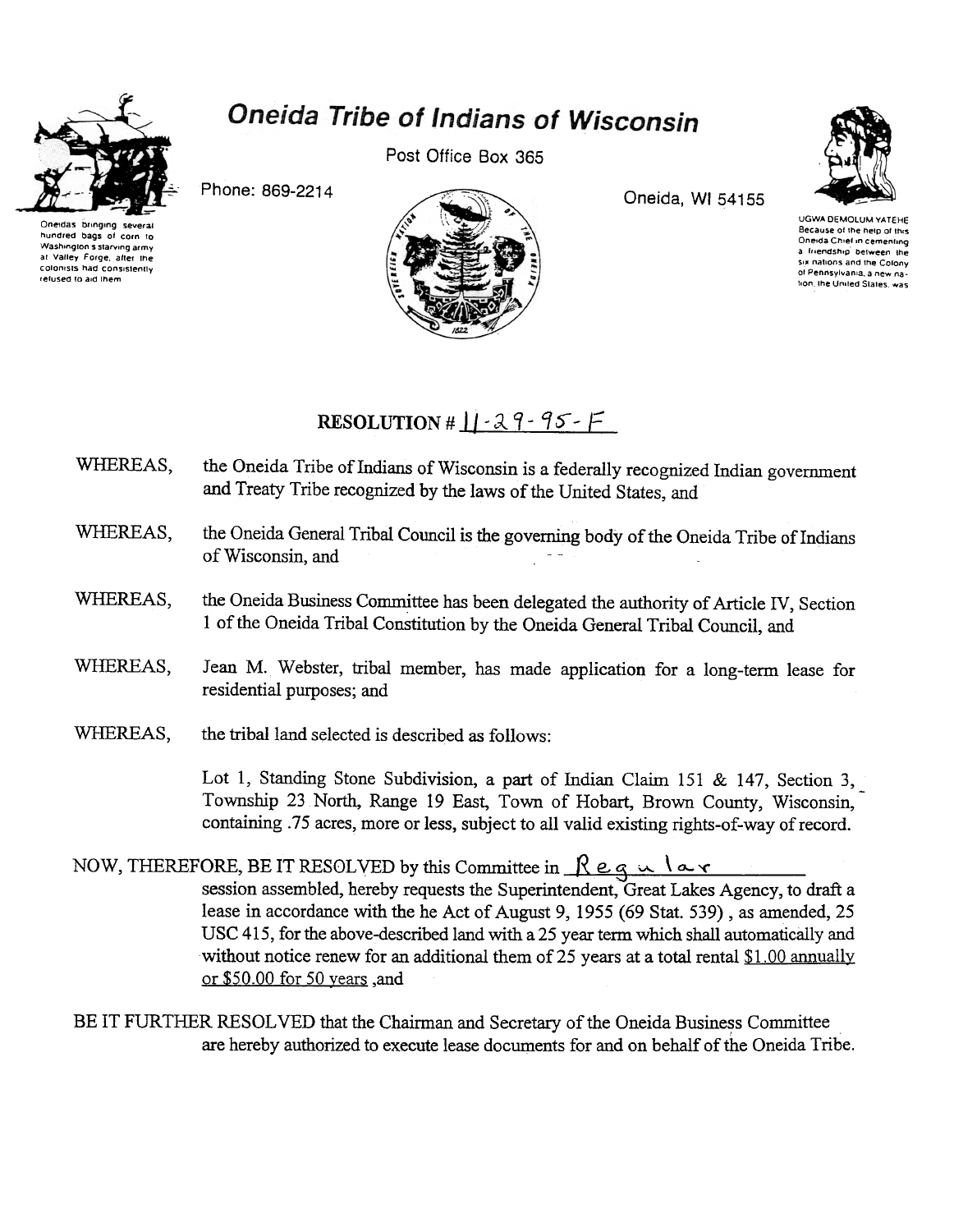# Oneida Tribe of Indians of Wisconsin

Post Office Box 365

Phone: 869-2214

Oneida, WI 54155

Oneidas bringing several hundred bags of corn to Washington's starving army at Valley Forge, after the colonists had consistently refused to aid them

UGWA DEMOLUM YATEHE
Because of the help of this Oneida Chief in cementing a friendship between the six nations and the Colony of Pennsylvania, a new nation, the United States, was

## RESOLUTION # 11-29-95-F

WHEREAS, the Oneida Tribe of Indians of Wisconsin is a federally recognized Indian government and Treaty Tribe recognized by the laws of the United States, and

WHEREAS, the Oneida General Tribal Council is the governing body of the Oneida Tribe of Indians of Wisconsin, and

WHEREAS, the Oneida Business Committee has been delegated the authority of Article IV, Section 1 of the Oneida Tribal Constitution by the Oneida General Tribal Council, and

WHEREAS, Jean M. Webster, tribal member, has made application for a long-term lease for residential purposes; and

WHEREAS, the tribal land selected is described as follows:

> Lot 1, Standing Stone Subdivision, a part of Indian Claim 151 & 147, Section 3, Township 23 North, Range 19 East, Town of Hobart, Brown County, Wisconsin, containing .75 acres, more or less, subject to all valid existing rights-of-way of record.

NOW, THEREFORE, BE IT RESOLVED by this Committee in Regular session assembled, hereby requests the Superintendent, Great Lakes Agency, to draft a lease in accordance with the he Act of August 9, 1955 (69 Stat. 539), as amended, 25 USC 415, for the above-described land with a 25 year term which shall automatically and without notice renew for an additional them of 25 years at a total rental $1.00 annually or $50.00 for 50 years ,and

BE IT FURTHER RESOLVED that the Chairman and Secretary of the Oneida Business Committee are hereby authorized to execute lease documents for and on behalf of the Oneida Tribe.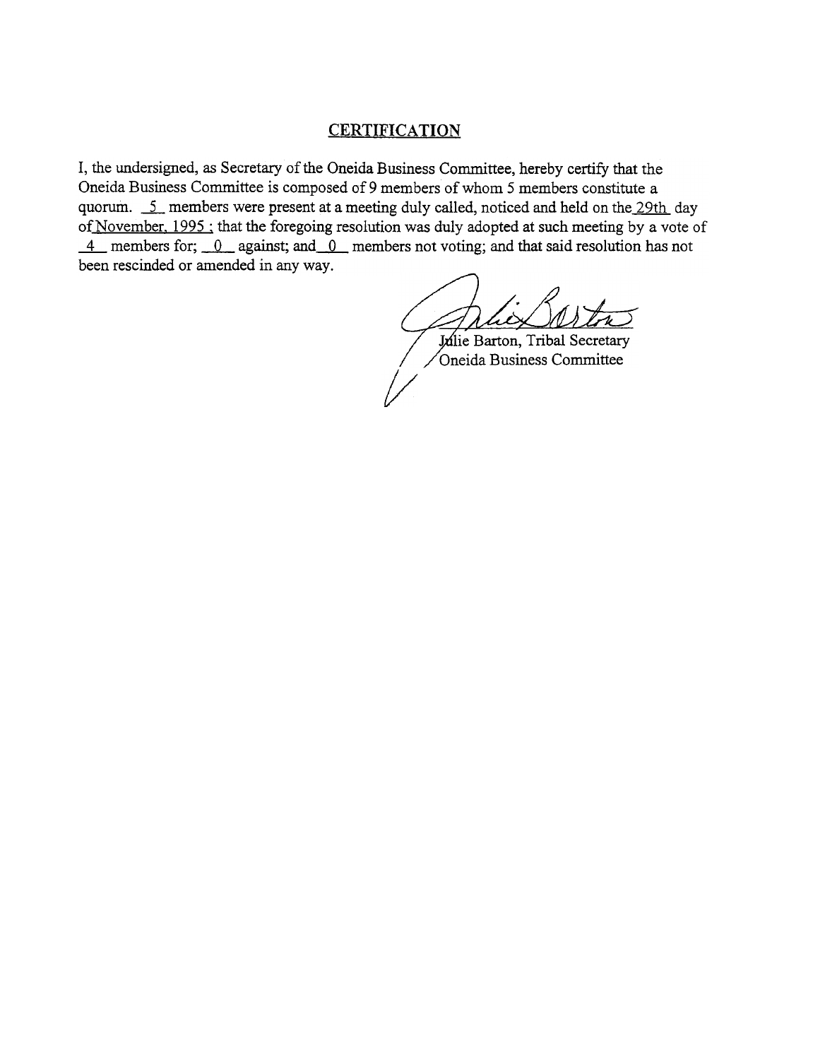## CERTIFICATION

I, the undersigned, as Secretary of the Oneida Business Committee, hereby certify that the Oneida Business Committee is composed of 9 members of whom 5 members constitute a quorum. 5 members were present at a meeting duly called, noticed and held on the 29th day of November, 1995 ; that the foregoing resolution was duly adopted at such meeting by a vote of 4 members for; 0 against; and 0 members not voting; and that said resolution has not been rescinded or amended in any way.

Julie Barton, Tribal Secretary
Oneida Business Committee